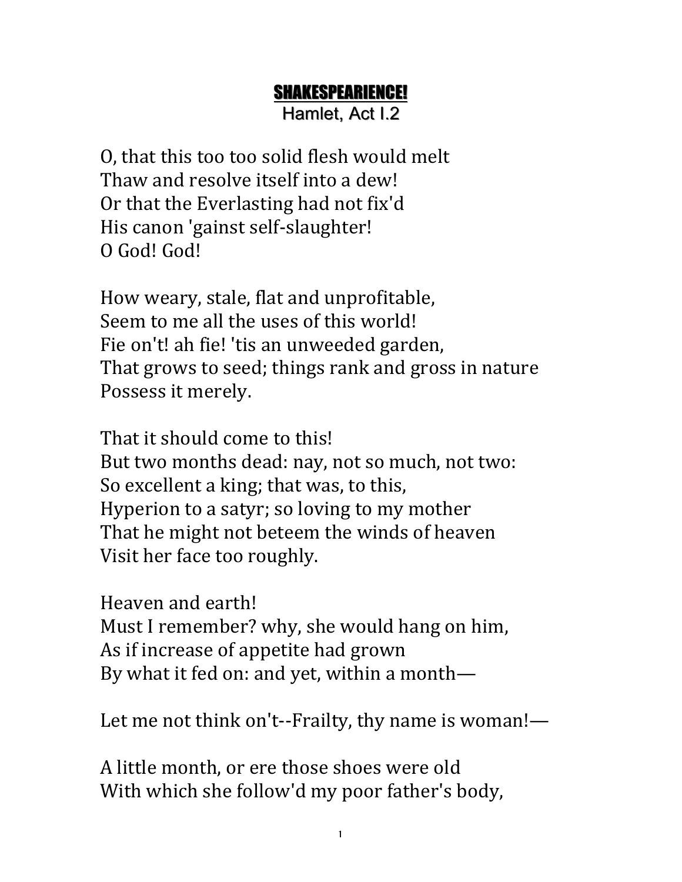# **SHAKESPEARIENCE!**

## Hamlet, Act I.2

O, that this too too solid flesh would melt
Thaw and resolve itself into a dew!
Or that the Everlasting had not fix'd
His canon 'gainst self-slaughter!
O God! God!

How weary, stale, flat and unprofitable,
Seem to me all the uses of this world!
Fie on't! ah fie! 'tis an unweeded garden,
That grows to seed; things rank and gross in nature
Possess it merely.

That it should come to this!
But two months dead: nay, not so much, not two:
So excellent a king; that was, to this,
Hyperion to a satyr; so loving to my mother
That he might not beteem the winds of heaven
Visit her face too roughly.

Heaven and earth!
Must I remember? why, she would hang on him,
As if increase of appetite had grown
By what it fed on: and yet, within a month—

Let me not think on't--Frailty, thy name is woman!—

A little month, or ere those shoes were old
With which she follow'd my poor father's body,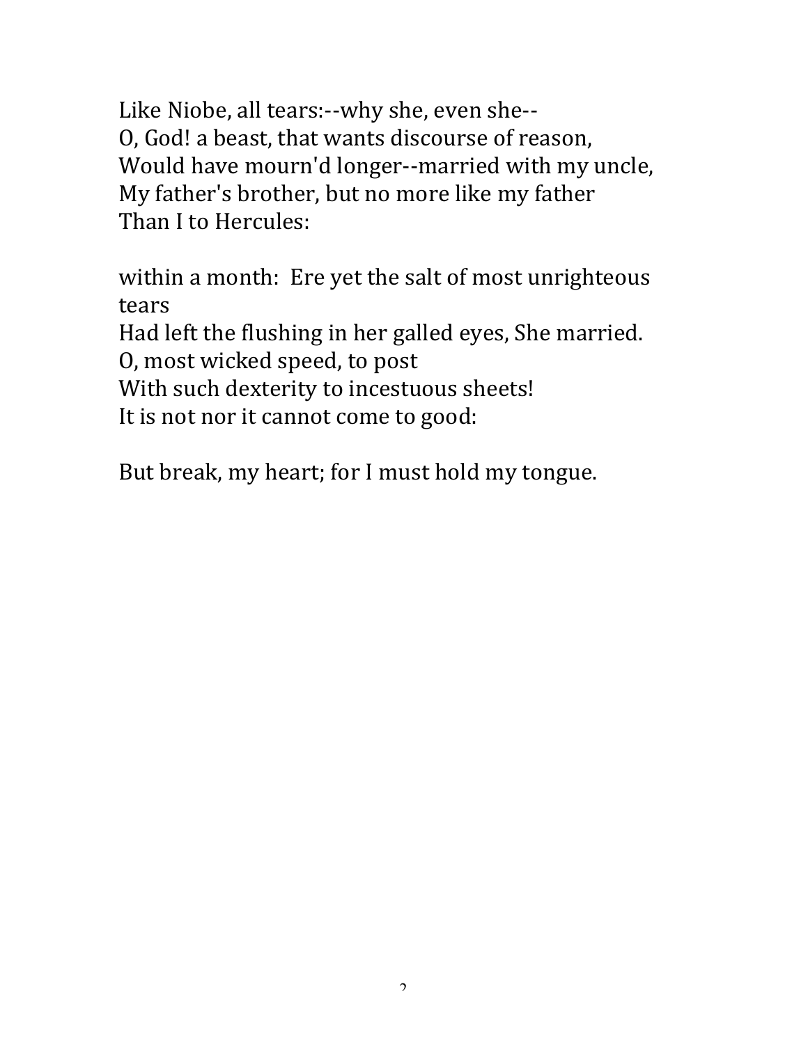Like Niobe, all tears:--why she, even she--  
O, God! a beast, that wants discourse of reason,  
Would have mourn'd longer--married with my uncle,  
My father's brother, but no more like my father  
Than I to Hercules:

within a month:  Ere yet the salt of most unrighteous tears  
Had left the flushing in her galled eyes, She married.  
O, most wicked speed, to post  
With such dexterity to incestuous sheets!  
It is not nor it cannot come to good:

But break, my heart; for I must hold my tongue.